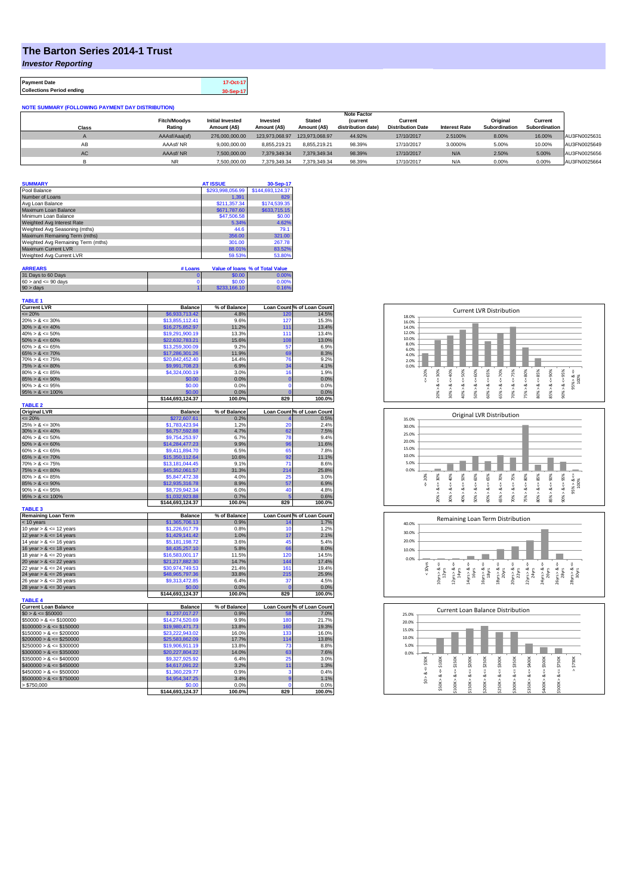# The Barton Series 2014-1 Trust

*Investor Reporting*

| Payment Date | 17-Oct-17 |
|---|---|
| Collections Period ending | 30-Sep-17 |

**NOTE SUMMARY (FOLLOWING PAYMENT DAY DISTRIBUTION)**

| Class | Fitch/Moodys Rating | Initial Invested Amount (A$) | Invested Amount (A$) | Stated Amount (A$) | Note Factor (current distribution date) | Current Distribution Date | Interest Rate | Original Subordination | Current Subordination | |
|---|---|---|---|---|---|---|---|---|---|---|
| A | AAAsf/Aaa(sf) | 276,000,000.00 | 123,973,068.97 | 123,973,068.97 | 44.92% | 17/10/2017 | 2.5100% | 8.00% | 16.00% | AU3FN0025631 |
| AB | AAAsf/ NR | 9,000,000.00 | 8,855,219.21 | 8,855,219.21 | 98.39% | 17/10/2017 | 3.0000% | 5.00% | 10.00% | AU3FN0025649 |
| AC | AAAsf/ NR | 7,500,000.00 | 7,379,349.34 | 7,379,349.34 | 98.39% | 17/10/2017 | N/A | 2.50% | 5.00% | AU3FN0025656 |
| B | NR | 7,500,000.00 | 7,379,349.34 | 7,379,349.34 | 98.39% | 17/10/2017 | N/A | 0.00% | 0.00% | AU3FN0025664 |

| SUMMARY | AT ISSUE | 30-Sep-17 |
|---|---|---|
| Pool Balance | $293,998,056.99 | $144,693,124.37 |
| Number of Loans | 1,391 | 829 |
| Avg Loan Balance | $211,357.34 | $174,539.35 |
| Maximum Loan Balance | $671,787.60 | $633,715.15 |
| Minimum Loan Balance | $47,506.58 | $0.00 |
| Weighted Avg Interest Rate | 5.34% | 4.62% |
| Weighted Avg Seasoning (mths) | 44.6 | 79.1 |
| Maximum Remaining Term (mths) | 356.00 | 321.00 |
| Weighted Avg Remaining Term (mths) | 301.00 | 267.78 |
| Maximum Current LVR | 88.01% | 83.52% |
| Weighted Avg Current LVR | 59.53% | 53.80% |

| ARREARS | # Loans | Value of loans | % of Total Value |
|---|---|---|---|
| 31 Days to 60 Days | 0 | $0.00 | 0.00% |
| 60 > and <= 90 days | 0 | $0.00 | 0.00% |
| 90 > days | 1 | $233,166.10 | 0.16% |

**TABLE 1**

| Current LVR | Balance | % of Balance | Loan Count | % of Loan Count |
|---|---|---|---|---|
| <= 20% | $6,933,713.42 | 4.8% | 120 | 14.5% |
| 20% > & <= 30% | $13,855,112.41 | 9.6% | 127 | 15.3% |
| 30% > & <= 40% | $16,275,852.97 | 11.2% | 111 | 13.4% |
| 40% > & <= 50% | $19,291,900.19 | 13.3% | 111 | 13.4% |
| 50% > & <= 60% | $22,632,783.21 | 15.6% | 108 | 13.0% |
| 60% > & <= 65% | $13,259,300.09 | 9.2% | 57 | 6.9% |
| 65% > & <= 70% | $17,286,301.26 | 11.9% | 69 | 8.3% |
| 70% > & <= 75% | $20,842,452.40 | 14.4% | 76 | 9.2% |
| 75% > & <= 80% | $9,991,708.23 | 6.9% | 34 | 4.1% |
| 80% > & <= 85% | $4,324,000.19 | 3.0% | 16 | 1.9% |
| 85% > & <= 90% | $0.00 | 0.0% | 0 | 0.0% |
| 90% > & <= 95% | $0.00 | 0.0% | 0 | 0.0% |
| 95% > & <= 100% | $0.00 | 0.0% | 0 | 0.0% |
| | $144,693,124.37 | 100.0% | 829 | 100.0% |

**TABLE 2**

| Original LVR | Balance | % of Balance | Loan Count | % of Loan Count |
|---|---|---|---|---|
| <= 20% | $272,607.61 | 0.2% | 4 | 0.5% |
| 25% > & <= 30% | $1,783,423.94 | 1.2% | 20 | 2.4% |
| 30% > & <= 40% | $6,757,592.88 | 4.7% | 62 | 7.5% |
| 40% > & <= 50% | $9,754,253.97 | 6.7% | 78 | 9.4% |
| 50% > & <= 60% | $14,284,477.23 | 9.9% | 96 | 11.6% |
| 60% > & <= 65% | $9,411,894.70 | 6.5% | 65 | 7.8% |
| 65% > & <= 70% | $15,350,112.64 | 10.6% | 92 | 11.1% |
| 70% > & <= 75% | $13,181,044.45 | 9.1% | 71 | 8.6% |
| 75% > & <= 80% | $45,352,061.57 | 31.3% | 214 | 25.8% |
| 80% > & <= 85% | $5,847,472.38 | 4.0% | 25 | 3.0% |
| 85% > & <= 90% | $12,935,316.78 | 8.9% | 57 | 6.9% |
| 90% > & <= 95% | $8,729,942.34 | 6.0% | 40 | 4.8% |
| 95% > & <= 100% | $1,032,923.88 | 0.7% | 5 | 0.6% |
| | $144,693,124.37 | 100.0% | 829 | 100.0% |

**TABLE 3**

| Remaining Loan Term | Balance | % of Balance | Loan Count | % of Loan Count |
|---|---|---|---|---|
| < 10 years | $1,365,706.13 | 0.9% | 14 | 1.7% |
| 10 year > & <= 12 years | $1,226,917.79 | 0.8% | 10 | 1.2% |
| 12 year > & <= 14 years | $1,429,141.42 | 1.0% | 17 | 2.1% |
| 14 year > & <= 16 years | $5,181,198.72 | 3.6% | 45 | 5.4% |
| 16 year > & <= 18 years | $8,435,257.10 | 5.8% | 66 | 8.0% |
| 18 year > & <= 20 years | $16,583,001.17 | 11.5% | 120 | 14.5% |
| 20 year > & <= 22 years | $21,217,882.30 | 14.7% | 144 | 17.4% |
| 22 year > & <= 24 years | $30,974,749.53 | 21.4% | 161 | 19.4% |
| 24 year > & <= 26 years | $48,965,797.36 | 33.8% | 215 | 25.9% |
| 26 year > & <= 28 years | $9,313,472.85 | 6.4% | 37 | 4.5% |
| 28 year > & <= 30 years | $0.00 | 0.0% | 0 | 0.0% |
| | $144,693,124.37 | 100.0% | 829 | 100.0% |

**TABLE 4**

| Current Loan Balance | Balance | % of Balance | Loan Count | % of Loan Count |
|---|---|---|---|---|
| $0 > & <= $50000 | $1,237,017.27 | 0.9% | 58 | 7.0% |
| $50000 > & <= $100000 | $14,274,520.69 | 9.9% | 180 | 21.7% |
| $100000 > & <= $150000 | $19,980,471.73 | 13.8% | 160 | 19.3% |
| $150000 > & <= $200000 | $23,222,943.02 | 16.0% | 133 | 16.0% |
| $200000 > & <= $250000 | $25,583,862.09 | 17.7% | 114 | 13.8% |
| $250000 > & <= $300000 | $19,906,911.19 | 13.8% | 73 | 8.8% |
| $300000 > & <= $350000 | $20,227,804.22 | 14.0% | 63 | 7.6% |
| $350000 > & <= $400000 | $9,327,925.92 | 6.4% | 25 | 3.0% |
| $400000 > & <= $450000 | $4,617,091.22 | 3.2% | 11 | 1.3% |
| $450000 > & <= $500000 | $1,360,229.77 | 0.9% | 3 | 0.4% |
| $500000 > & <= $750000 | $4,954,347.25 | 3.4% | 9 | 1.1% |
| > $750,000 | $0.00 | 0.0% | 0 | 0.0% |
| | $144,693,124.37 | 100.0% | 829 | 100.0% |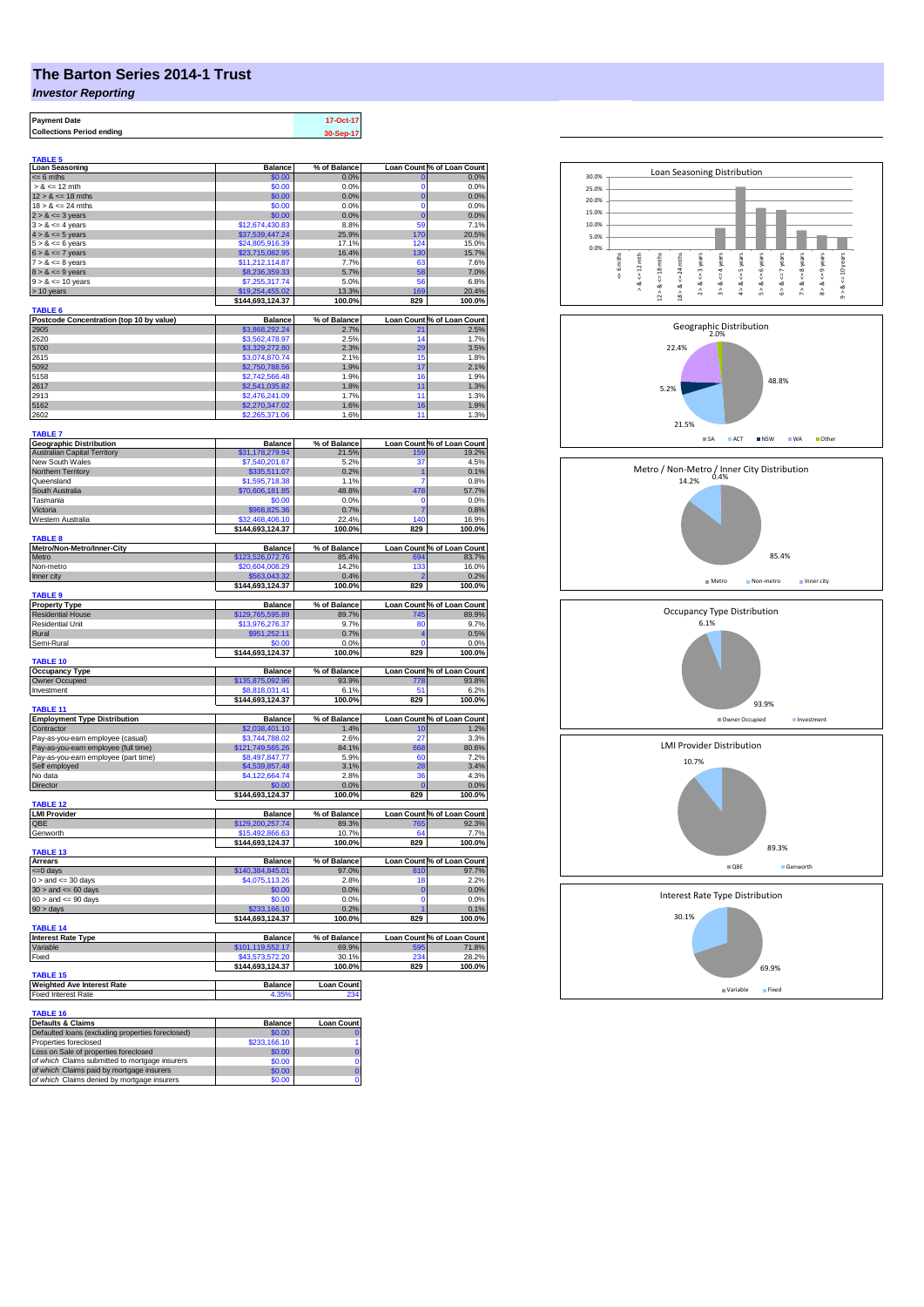# The Barton Series 2014-1 Trust

## *Investor Reporting*

| | |
|---|---|
| **Payment Date** | 17-Oct-17 |
| **Collections Period ending** | 30-Sep-17 |

**TABLE 5**

| Loan Seasoning | Balance | % of Balance | Loan Count | % of Loan Count |
|---|---|---|---|---|
| <= 6 mths | $0.00 | 0.0% | 0 | 0.0% |
| > & <= 12 mth | $0.00 | 0.0% | 0 | 0.0% |
| 12 > & <= 18 mths | $0.00 | 0.0% | 0 | 0.0% |
| 18 > & <= 24 mths | $0.00 | 0.0% | 0 | 0.0% |
| 2 > & <= 3 years | $0.00 | 0.0% | 0 | 0.0% |
| 3 > & <= 4 years | $12,674,430.83 | 8.8% | 59 | 7.1% |
| 4 > & <= 5 years | $37,539,447.24 | 25.9% | 170 | 20.5% |
| 5 > & <= 6 years | $24,805,916.39 | 17.1% | 124 | 15.0% |
| 6 > & <= 7 years | $23,715,082.95 | 16.4% | 130 | 15.7% |
| 7 > & <= 8 years | $11,212,114.87 | 7.7% | 63 | 7.6% |
| 8 > & <= 9 years | $8,236,359.33 | 5.7% | 58 | 7.0% |
| 9 > & <= 10 years | $7,255,317.74 | 5.0% | 56 | 6.8% |
| > 10 years | $19,254,455.02 | 13.3% | 169 | 20.4% |
| | $144,693,124.37 | 100.0% | 829 | 100.0% |

**TABLE 6**

| Postcode Concentration (top 10 by value) | Balance | % of Balance | Loan Count | % of Loan Count |
|---|---|---|---|---|
| 2905 | $3,868,292.24 | 2.7% | 21 | 2.5% |
| 2620 | $3,562,478.97 | 2.5% | 14 | 1.7% |
| 5700 | $3,329,272.80 | 2.3% | 29 | 3.5% |
| 2615 | $3,074,870.74 | 2.1% | 15 | 1.8% |
| 5092 | $2,750,788.56 | 1.9% | 17 | 2.1% |
| 5158 | $2,742,566.48 | 1.9% | 16 | 1.9% |
| 2617 | $2,541,035.82 | 1.8% | 11 | 1.3% |
| 2913 | $2,476,241.09 | 1.7% | 11 | 1.3% |
| 5162 | $2,270,347.02 | 1.6% | 16 | 1.9% |
| 2602 | $2,265,371.06 | 1.6% | 11 | 1.3% |

**TABLE 7**

| Geographic Distribution | Balance | % of Balance | Loan Count | % of Loan Count |
|---|---|---|---|---|
| Australian Capital Territory | $31,178,279.94 | 21.5% | 159 | 19.2% |
| New South Wales | $7,540,201.67 | 5.2% | 37 | 4.5% |
| Northern Territory | $335,511.07 | 0.2% | 1 | 0.1% |
| Queensland | $1,595,718.38 | 1.1% | 7 | 0.8% |
| South Australia | $70,606,181.85 | 48.8% | 478 | 57.7% |
| Tasmania | $0.00 | 0.0% | 0 | 0.0% |
| Victoria | $968,825.36 | 0.7% | 7 | 0.8% |
| Western Australia | $32,468,406.10 | 22.4% | 140 | 16.9% |
| | $144,693,124.37 | 100.0% | 829 | 100.0% |

**TABLE 8**

| Metro/Non-Metro/Inner-City | Balance | % of Balance | Loan Count | % of Loan Count |
|---|---|---|---|---|
| Metro | $123,526,072.76 | 85.4% | 694 | 83.7% |
| Non-metro | $20,604,008.29 | 14.2% | 133 | 16.0% |
| Inner city | $563,043.32 | 0.4% | 2 | 0.2% |
| | $144,693,124.37 | 100.0% | 829 | 100.0% |

**TABLE 9**

| Property Type | Balance | % of Balance | Loan Count | % of Loan Count |
|---|---|---|---|---|
| Residential House | $129,765,595.89 | 89.7% | 745 | 89.9% |
| Residential Unit | $13,976,276.37 | 9.7% | 80 | 9.7% |
| Rural | $951,252.11 | 0.7% | 4 | 0.5% |
| Semi-Rural | $0.00 | 0.0% | 0 | 0.0% |
| | $144,693,124.37 | 100.0% | 829 | 100.0% |

**TABLE 10**

| Occupancy Type | Balance | % of Balance | Loan Count | % of Loan Count |
|---|---|---|---|---|
| Owner Occupied | $135,875,092.96 | 93.9% | 778 | 93.8% |
| Investment | $8,818,031.41 | 6.1% | 51 | 6.2% |
| | $144,693,124.37 | 100.0% | 829 | 100.0% |

**TABLE 11**

| Employment Type Distribution | Balance | % of Balance | Loan Count | % of Loan Count |
|---|---|---|---|---|
| Contractor | $2,038,401.10 | 1.4% | 10 | 1.2% |
| Pay-as-you-earn employee (casual) | $3,744,788.02 | 2.6% | 27 | 3.3% |
| Pay-as-you-earn employee (full time) | $121,749,565.26 | 84.1% | 668 | 80.6% |
| Pay-as-you-earn employee (part time) | $8,497,847.77 | 5.9% | 60 | 7.2% |
| Self employed | $4,539,857.48 | 3.1% | 28 | 3.4% |
| No data | $4,122,664.74 | 2.8% | 36 | 4.3% |
| Director | $0.00 | 0.0% | 0 | 0.0% |
| | $144,693,124.37 | 100.0% | 829 | 100.0% |

**TABLE 12**

| LMI Provider | Balance | % of Balance | Loan Count | % of Loan Count |
|---|---|---|---|---|
| QBE | $129,200,257.74 | 89.3% | 765 | 92.3% |
| Genworth | $15,492,866.63 | 10.7% | 64 | 7.7% |
| | $144,693,124.37 | 100.0% | 829 | 100.0% |

**TABLE 13**

| Arrears | Balance | % of Balance | Loan Count | % of Loan Count |
|---|---|---|---|---|
| <=0 days | $140,384,845.01 | 97.0% | 810 | 97.7% |
| 0 > and <= 30 days | $4,075,113.26 | 2.8% | 18 | 2.2% |
| 30 > and <= 60 days | $0.00 | 0.0% | 0 | 0.0% |
| 60 > and <= 90 days | $0.00 | 0.0% | 0 | 0.0% |
| 90 > days | $233,166.10 | 0.2% | 1 | 0.1% |
| | $144,693,124.37 | 100.0% | 829 | 100.0% |

**TABLE 14**

| Interest Rate Type | Balance | % of Balance | Loan Count | % of Loan Count |
|---|---|---|---|---|
| Variable | $101,119,552.17 | 69.9% | 595 | 71.8% |
| Fixed | $43,573,572.20 | 30.1% | 234 | 28.2% |
| | $144,693,124.37 | 100.0% | 829 | 100.0% |

**TABLE 15**

| Weighted Ave Interest Rate | Balance | Loan Count |
|---|---|---|
| Fixed Interest Rate | 4.35% | 234 |

**TABLE 16**

| Defaults & Claims | Balance | Loan Count |
|---|---|---|
| Defaulted loans (excluding properties foreclosed) | $0.00 | 0 |
| Properties foreclosed | $233,166.10 | 1 |
| Loss on Sale of properties foreclosed | $0.00 | 0 |
| *of which* Claims submitted to mortgage insurers | $0.00 | 0 |
| *of which* Claims paid by mortgage insurers | $0.00 | 0 |
| *of which* Claims denied by mortgage insurers | $0.00 | 0 |

Loan Seasoning Distribution
30.0%
25.0%
20.0%
15.0%
10.0%
5.0%
0.0%
<= 6 mths
> & <= 12 mth
12 > & <= 18 mths
18 > & <= 24 mths
2 > & <= 3 years
3 > & <= 4 years
4 > & <= 5 years
5 > & <= 6 years
6 > & <= 7 years
7 > & <= 8 years
8 > & <= 9 years
9 > & <= 10 years

Geographic Distribution
2.0%
22.4%
5.2%
21.5%
48.8%
SA ACT NSW WA Other

Metro / Non-Metro / Inner City Distribution
0.4%
14.2%
85.4%
Metro Non-metro Inner city

Occupancy Type Distribution
6.1%
93.9%
Owner Occupied Investment

LMI Provider Distribution
10.7%
89.3%
QBE Genworth

Interest Rate Type Distribution
30.1%
69.9%
Variable Fixed